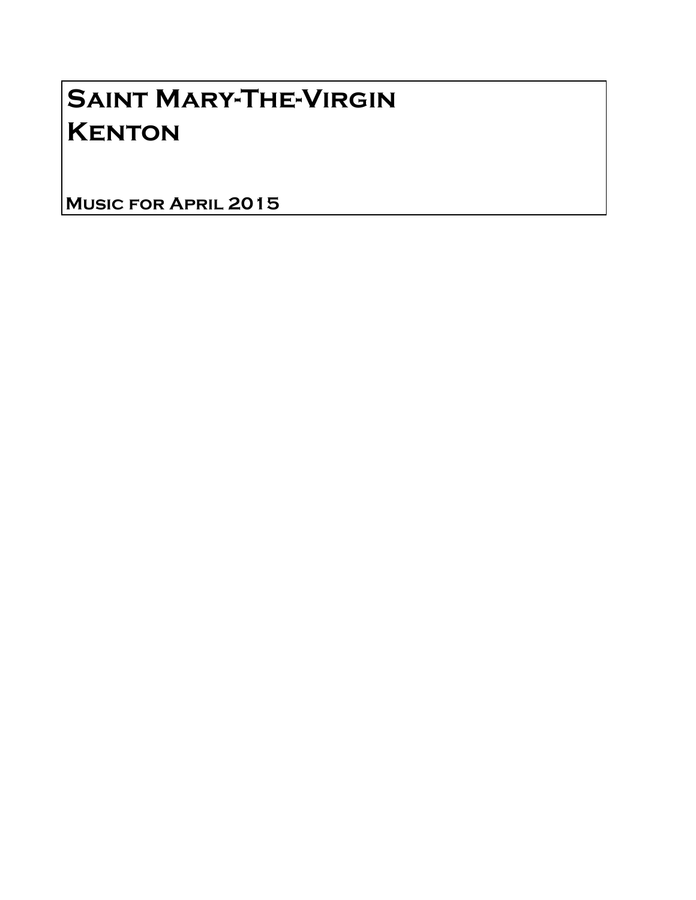# Saint Mary-The-Virgin
# Kenton

**Music for April 2015**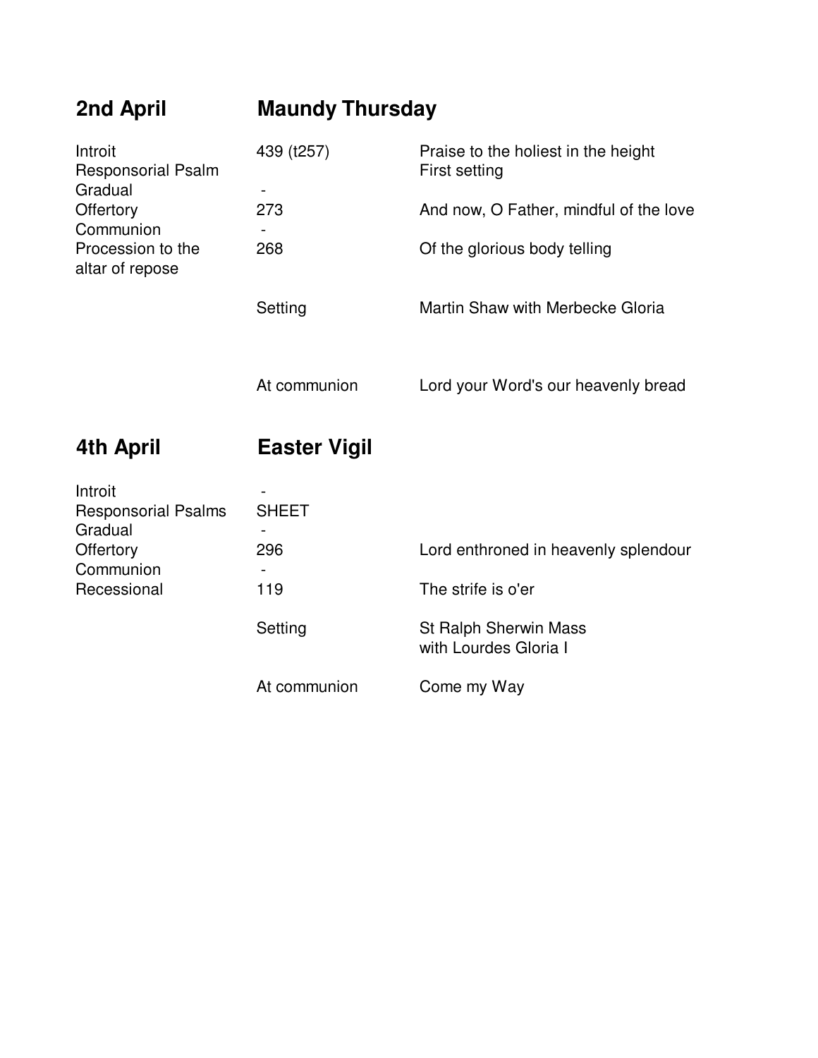## 2nd April — Maundy Thursday

| | | |
|---|---|---|
| Introit | 439 (t257) | Praise to the holiest in the height |
| Responsorial Psalm | | First setting |
| Gradual | - | |
| Offertory | 273 | And now, O Father, mindful of the love |
| Communion | - | |
| Procession to the altar of repose | 268 | Of the glorious body telling |
| | Setting | Martin Shaw with Merbecke Gloria |
| | At communion | Lord your Word's our heavenly bread |

## 4th April — Easter Vigil

| | | |
|---|---|---|
| Introit | - | |
| Responsorial Psalms | SHEET | |
| Gradual | - | |
| Offertory | 296 | Lord enthroned in heavenly splendour |
| Communion | - | |
| Recessional | 119 | The strife is o'er |
| | Setting | St Ralph Sherwin Mass with Lourdes Gloria I |
| | At communion | Come my Way |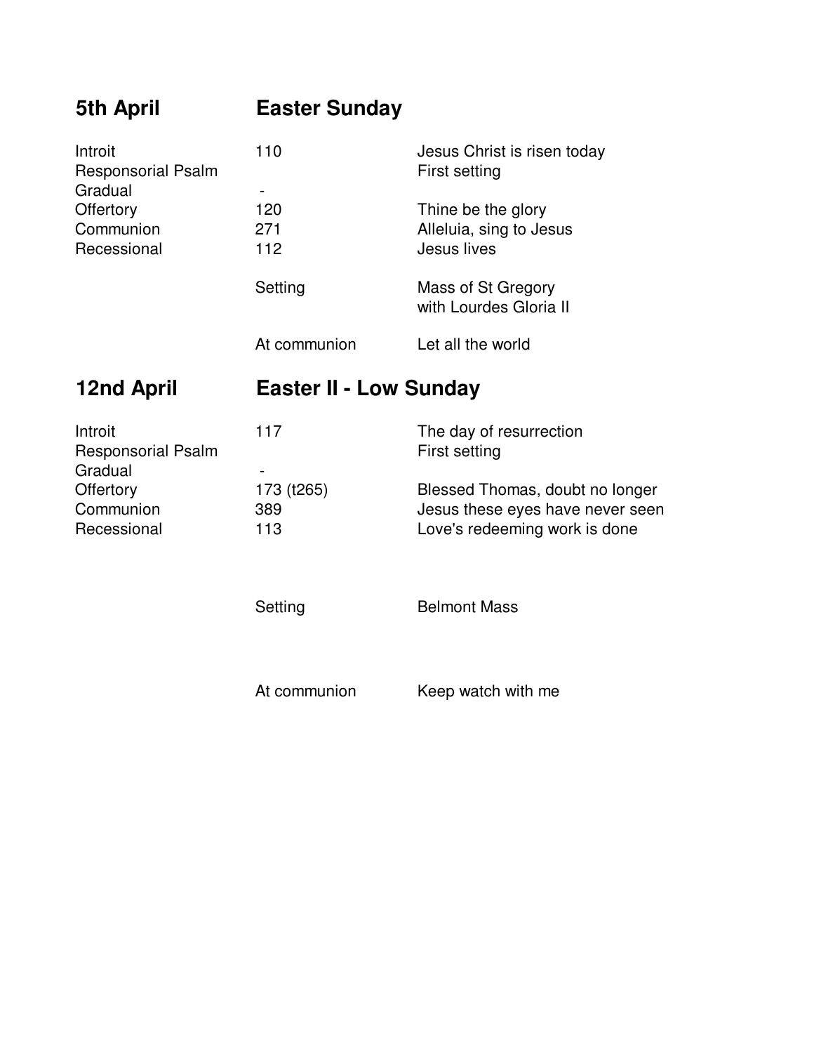## 5th April — Easter Sunday

| | | |
|---|---|---|
| Introit | 110 | Jesus Christ is risen today |
| Responsorial Psalm | | First setting |
| Gradual | - | |
| Offertory | 120 | Thine be the glory |
| Communion | 271 | Alleluia, sing to Jesus |
| Recessional | 112 | Jesus lives |
| | Setting | Mass of St Gregory with Lourdes Gloria II |
| | At communion | Let all the world |

## 12nd April — Easter II - Low Sunday

| | | |
|---|---|---|
| Introit | 117 | The day of resurrection |
| Responsorial Psalm | | First setting |
| Gradual | - | |
| Offertory | 173 (t265) | Blessed Thomas, doubt no longer |
| Communion | 389 | Jesus these eyes have never seen |
| Recessional | 113 | Love's redeeming work is done |
| | Setting | Belmont Mass |
| | At communion | Keep watch with me |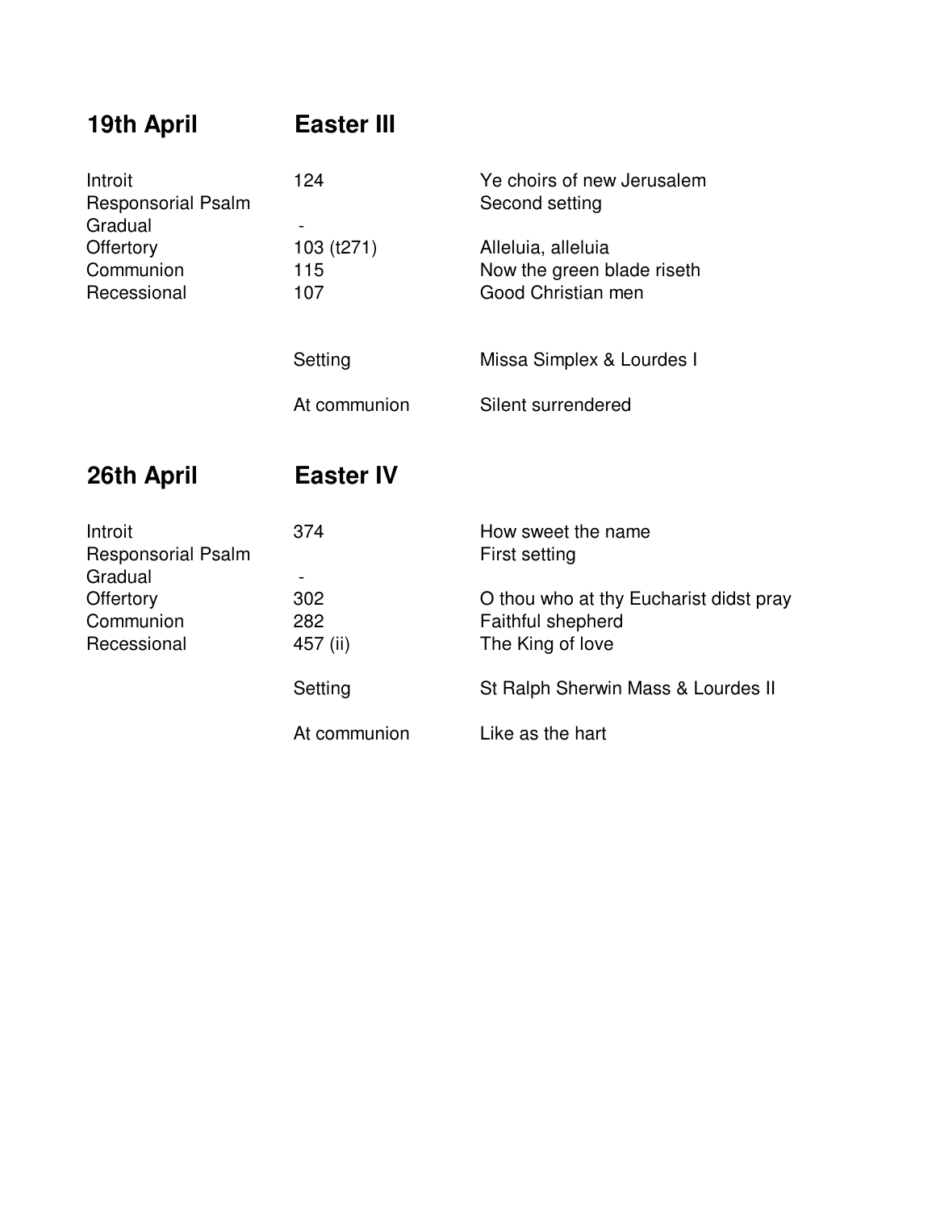## 19th April — Easter III

| | | |
|---|---|---|
| Introit | 124 | Ye choirs of new Jerusalem |
| Responsorial Psalm | | Second setting |
| Gradual | - | |
| Offertory | 103 (t271) | Alleluia, alleluia |
| Communion | 115 | Now the green blade riseth |
| Recessional | 107 | Good Christian men |
| | Setting | Missa Simplex & Lourdes I |
| | At communion | Silent surrendered |

## 26th April — Easter IV

| | | |
|---|---|---|
| Introit | 374 | How sweet the name |
| Responsorial Psalm | | First setting |
| Gradual | - | |
| Offertory | 302 | O thou who at thy Eucharist didst pray |
| Communion | 282 | Faithful shepherd |
| Recessional | 457 (ii) | The King of love |
| | Setting | St Ralph Sherwin Mass & Lourdes II |
| | At communion | Like as the hart |